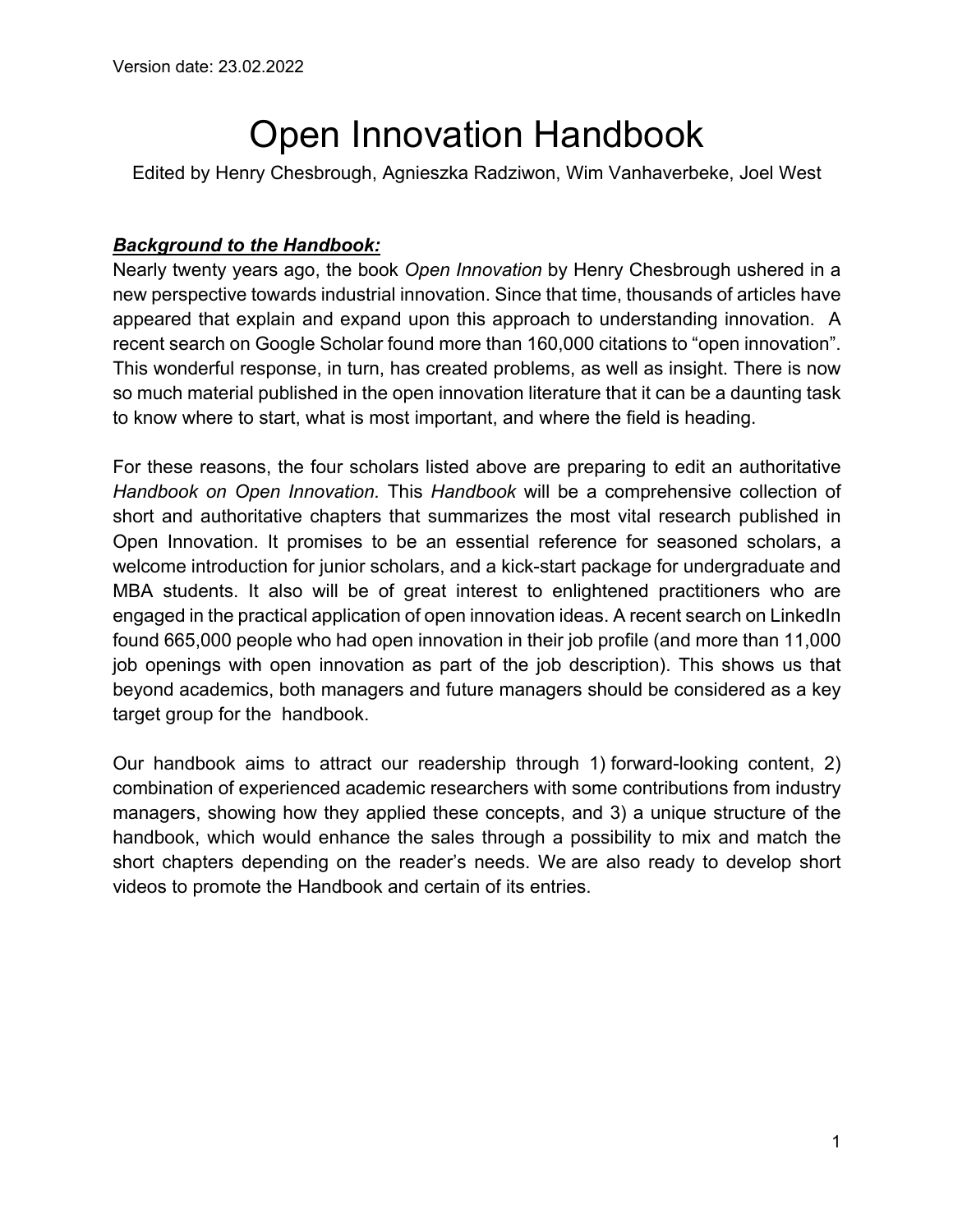Version date: 23.02.2022

# Open Innovation Handbook

Edited by Henry Chesbrough, Agnieszka Radziwon, Wim Vanhaverbeke, Joel West

***Background to the Handbook:***

Nearly twenty years ago, the book *Open Innovation* by Henry Chesbrough ushered in a new perspective towards industrial innovation. Since that time, thousands of articles have appeared that explain and expand upon this approach to understanding innovation. A recent search on Google Scholar found more than 160,000 citations to "open innovation". This wonderful response, in turn, has created problems, as well as insight. There is now so much material published in the open innovation literature that it can be a daunting task to know where to start, what is most important, and where the field is heading.

For these reasons, the four scholars listed above are preparing to edit an authoritative *Handbook on Open Innovation.* This *Handbook* will be a comprehensive collection of short and authoritative chapters that summarizes the most vital research published in Open Innovation. It promises to be an essential reference for seasoned scholars, a welcome introduction for junior scholars, and a kick-start package for undergraduate and MBA students. It also will be of great interest to enlightened practitioners who are engaged in the practical application of open innovation ideas. A recent search on LinkedIn found 665,000 people who had open innovation in their job profile (and more than 11,000 job openings with open innovation as part of the job description). This shows us that beyond academics, both managers and future managers should be considered as a key target group for the handbook.

Our handbook aims to attract our readership through 1) forward-looking content, 2) combination of experienced academic researchers with some contributions from industry managers, showing how they applied these concepts, and 3) a unique structure of the handbook, which would enhance the sales through a possibility to mix and match the short chapters depending on the reader's needs. We are also ready to develop short videos to promote the Handbook and certain of its entries.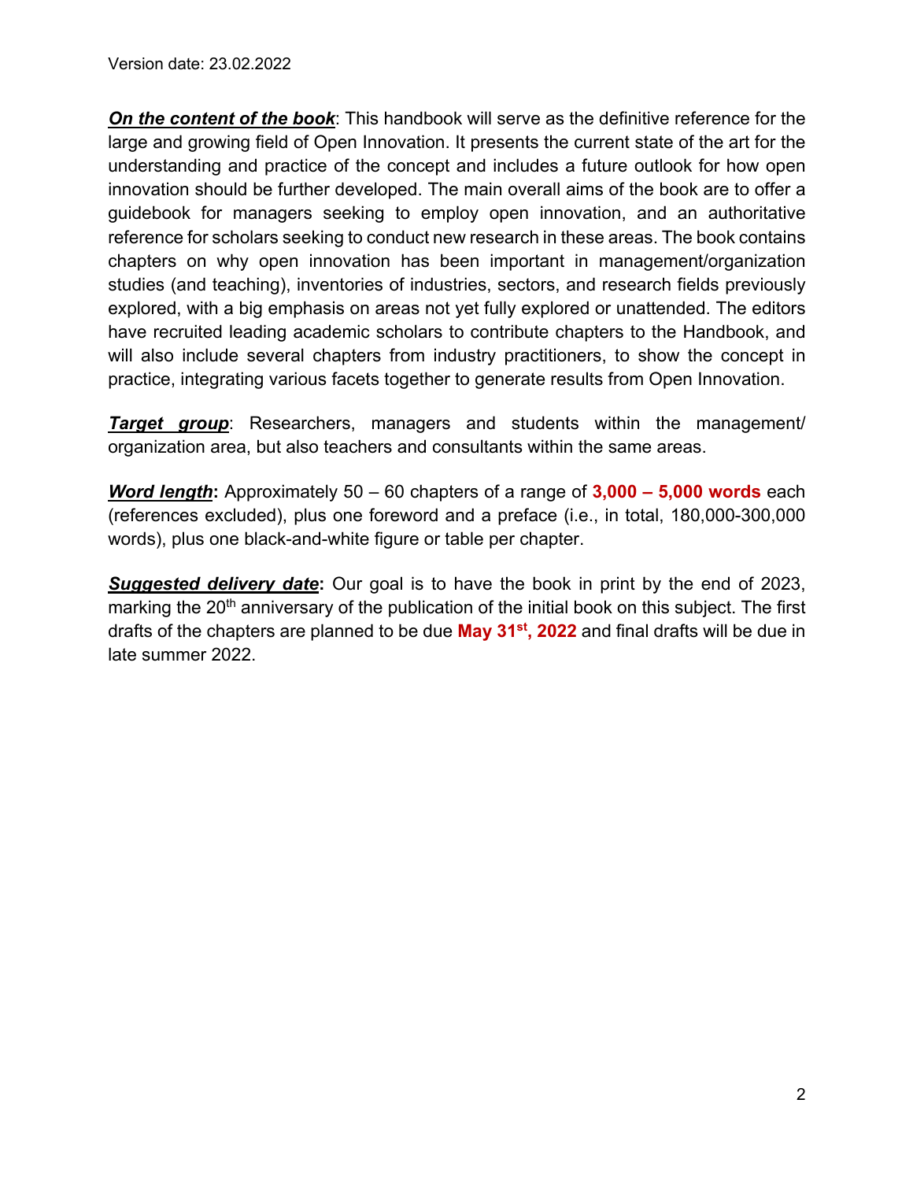Version date: 23.02.2022

***On the content of the book***: This handbook will serve as the definitive reference for the large and growing field of Open Innovation. It presents the current state of the art for the understanding and practice of the concept and includes a future outlook for how open innovation should be further developed. The main overall aims of the book are to offer a guidebook for managers seeking to employ open innovation, and an authoritative reference for scholars seeking to conduct new research in these areas. The book contains chapters on why open innovation has been important in management/organization studies (and teaching), inventories of industries, sectors, and research fields previously explored, with a big emphasis on areas not yet fully explored or unattended. The editors have recruited leading academic scholars to contribute chapters to the Handbook, and will also include several chapters from industry practitioners, to show the concept in practice, integrating various facets together to generate results from Open Innovation.

***Target group***: Researchers, managers and students within the management/ organization area, but also teachers and consultants within the same areas.

***Word length*****:** Approximately 50 – 60 chapters of a range of **3,000 – 5,000 words** each (references excluded), plus one foreword and a preface (i.e., in total, 180,000-300,000 words), plus one black-and-white figure or table per chapter.

***Suggested delivery date*****:** Our goal is to have the book in print by the end of 2023, marking the 20th anniversary of the publication of the initial book on this subject. The first drafts of the chapters are planned to be due **May 31st, 2022** and final drafts will be due in late summer 2022.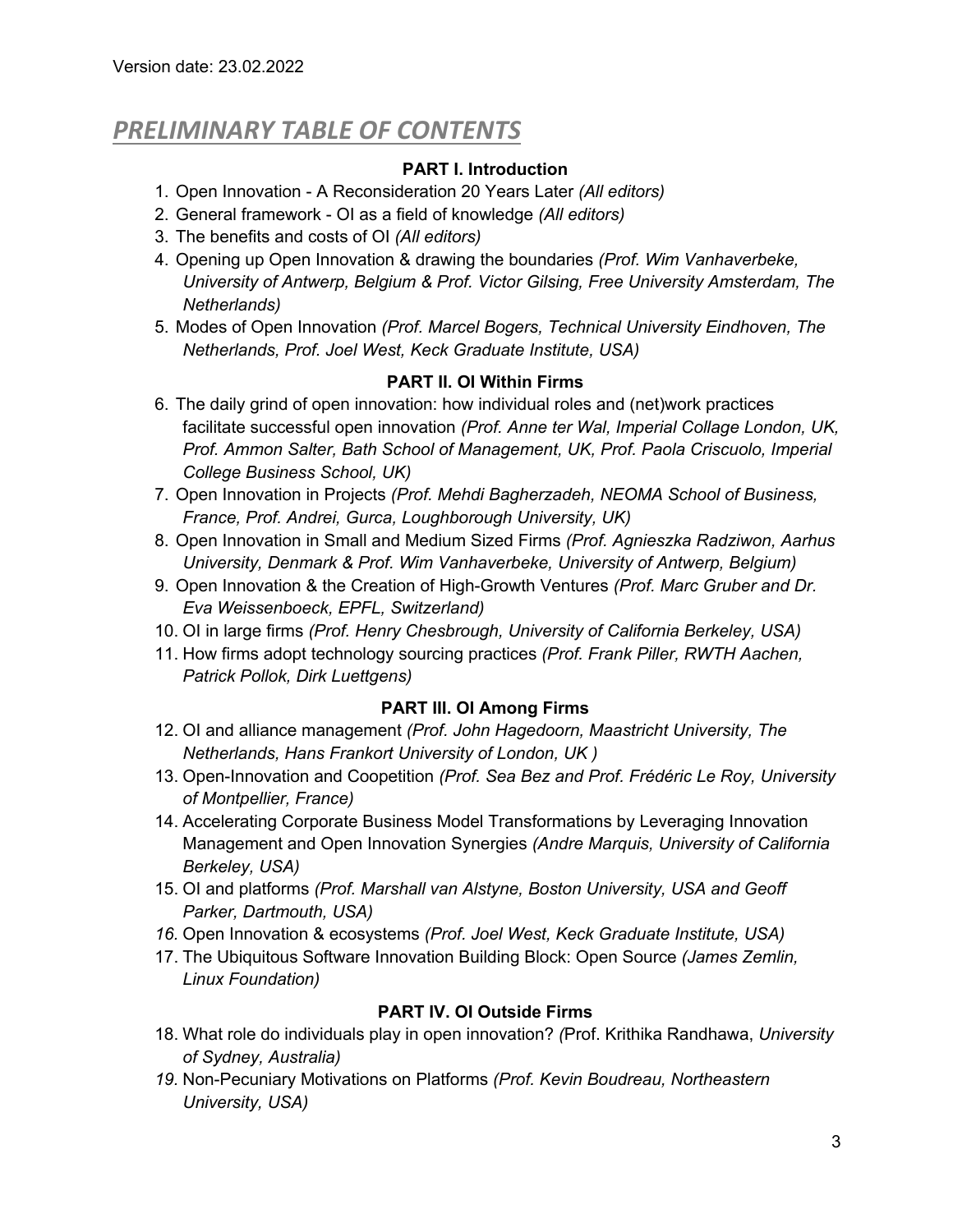Version date: 23.02.2022

# *PRELIMINARY TABLE OF CONTENTS*

## PART I. Introduction

1. Open Innovation - A Reconsideration 20 Years Later *(All editors)*
2. General framework - OI as a field of knowledge *(All editors)*
3. The benefits and costs of OI *(All editors)*
4. Opening up Open Innovation & drawing the boundaries *(Prof. Wim Vanhaverbeke, University of Antwerp, Belgium & Prof. Victor Gilsing, Free University Amsterdam, The Netherlands)*
5. Modes of Open Innovation *(Prof. Marcel Bogers, Technical University Eindhoven, The Netherlands, Prof. Joel West, Keck Graduate Institute, USA)*

## PART II. OI Within Firms

6. The daily grind of open innovation: how individual roles and (net)work practices facilitate successful open innovation *(Prof. Anne ter Wal, Imperial Collage London, UK, Prof. Ammon Salter, Bath School of Management, UK, Prof. Paola Criscuolo, Imperial College Business School, UK)*
7. Open Innovation in Projects *(Prof. Mehdi Bagherzadeh, NEOMA School of Business, France, Prof. Andrei, Gurca, Loughborough University, UK)*
8. Open Innovation in Small and Medium Sized Firms *(Prof. Agnieszka Radziwon, Aarhus University, Denmark & Prof. Wim Vanhaverbeke, University of Antwerp, Belgium)*
9. Open Innovation & the Creation of High-Growth Ventures *(Prof. Marc Gruber and Dr. Eva Weissenboeck, EPFL, Switzerland)*
10. OI in large firms *(Prof. Henry Chesbrough, University of California Berkeley, USA)*
11. How firms adopt technology sourcing practices *(Prof. Frank Piller, RWTH Aachen, Patrick Pollok, Dirk Luettgens)*

## PART III. OI Among Firms

12. OI and alliance management *(Prof. John Hagedoorn, Maastricht University, The Netherlands, Hans Frankort University of London, UK )*
13. Open-Innovation and Coopetition *(Prof. Sea Bez and Prof. Frédéric Le Roy, University of Montpellier, France)*
14. Accelerating Corporate Business Model Transformations by Leveraging Innovation Management and Open Innovation Synergies *(Andre Marquis, University of California Berkeley, USA)*
15. OI and platforms *(Prof. Marshall van Alstyne, Boston University, USA and Geoff Parker, Dartmouth, USA)*
16. Open Innovation & ecosystems *(Prof. Joel West, Keck Graduate Institute, USA)*
17. The Ubiquitous Software Innovation Building Block: Open Source *(James Zemlin, Linux Foundation)*

## PART IV. OI Outside Firms

18. What role do individuals play in open innovation? *(*Prof. Krithika Randhawa, *University of Sydney, Australia)*
19. Non-Pecuniary Motivations on Platforms *(Prof. Kevin Boudreau, Northeastern University, USA)*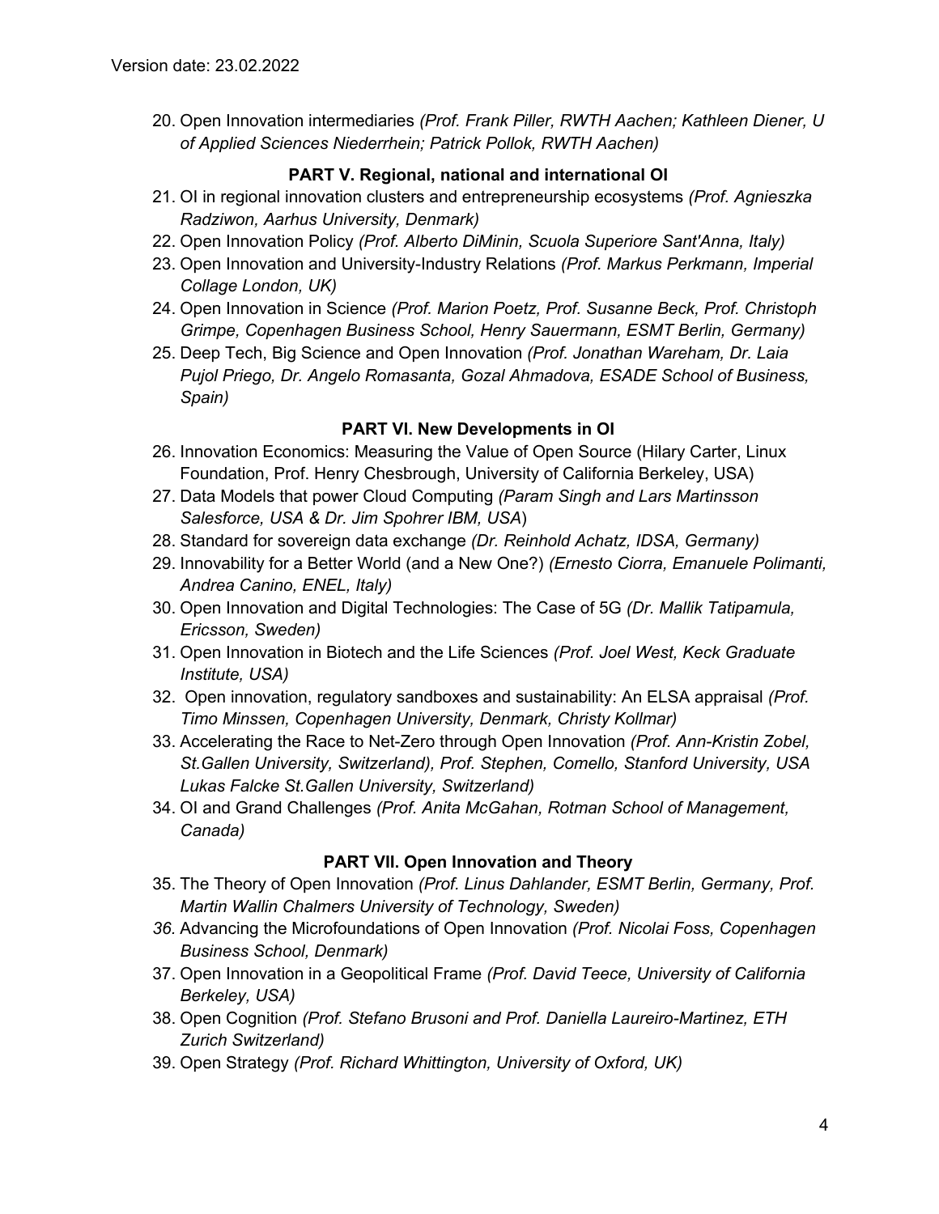20. Open Innovation intermediaries *(Prof. Frank Piller, RWTH Aachen; Kathleen Diener, U of Applied Sciences Niederrhein; Patrick Pollok, RWTH Aachen)*

### PART V. Regional, national and international OI

21. OI in regional innovation clusters and entrepreneurship ecosystems *(Prof. Agnieszka Radziwon, Aarhus University, Denmark)*
22. Open Innovation Policy *(Prof. Alberto DiMinin, Scuola Superiore Sant'Anna, Italy)*
23. Open Innovation and University-Industry Relations *(Prof. Markus Perkmann, Imperial Collage London, UK)*
24. Open Innovation in Science *(Prof. Marion Poetz, Prof. Susanne Beck, Prof. Christoph Grimpe, Copenhagen Business School, Henry Sauermann, ESMT Berlin, Germany)*
25. Deep Tech, Big Science and Open Innovation *(Prof. Jonathan Wareham, Dr. Laia Pujol Priego, Dr. Angelo Romasanta, Gozal Ahmadova, ESADE School of Business, Spain)*

### PART VI. New Developments in OI

26. Innovation Economics: Measuring the Value of Open Source (Hilary Carter, Linux Foundation, Prof. Henry Chesbrough, University of California Berkeley, USA)
27. Data Models that power Cloud Computing *(Param Singh and Lars Martinsson Salesforce, USA & Dr. Jim Spohrer IBM, USA*)
28. Standard for sovereign data exchange *(Dr. Reinhold Achatz, IDSA, Germany)*
29. Innovability for a Better World (and a New One?) *(Ernesto Ciorra, Emanuele Polimanti, Andrea Canino, ENEL, Italy)*
30. Open Innovation and Digital Technologies: The Case of 5G *(Dr. Mallik Tatipamula, Ericsson, Sweden)*
31. Open Innovation in Biotech and the Life Sciences *(Prof. Joel West, Keck Graduate Institute, USA)*
32. Open innovation, regulatory sandboxes and sustainability: An ELSA appraisal *(Prof. Timo Minssen, Copenhagen University, Denmark, Christy Kollmar)*
33. Accelerating the Race to Net-Zero through Open Innovation *(Prof. Ann-Kristin Zobel, St.Gallen University, Switzerland), Prof. Stephen, Comello, Stanford University, USA Lukas Falcke St.Gallen University, Switzerland)*
34. OI and Grand Challenges *(Prof. Anita McGahan, Rotman School of Management, Canada)*

### PART VII. Open Innovation and Theory

35. The Theory of Open Innovation *(Prof. Linus Dahlander, ESMT Berlin, Germany, Prof. Martin Wallin Chalmers University of Technology, Sweden)*
36. Advancing the Microfoundations of Open Innovation *(Prof. Nicolai Foss, Copenhagen Business School, Denmark)*
37. Open Innovation in a Geopolitical Frame *(Prof. David Teece, University of California Berkeley, USA)*
38. Open Cognition *(Prof. Stefano Brusoni and Prof. Daniella Laureiro-Martinez, ETH Zurich Switzerland)*
39. Open Strategy *(Prof. Richard Whittington, University of Oxford, UK)*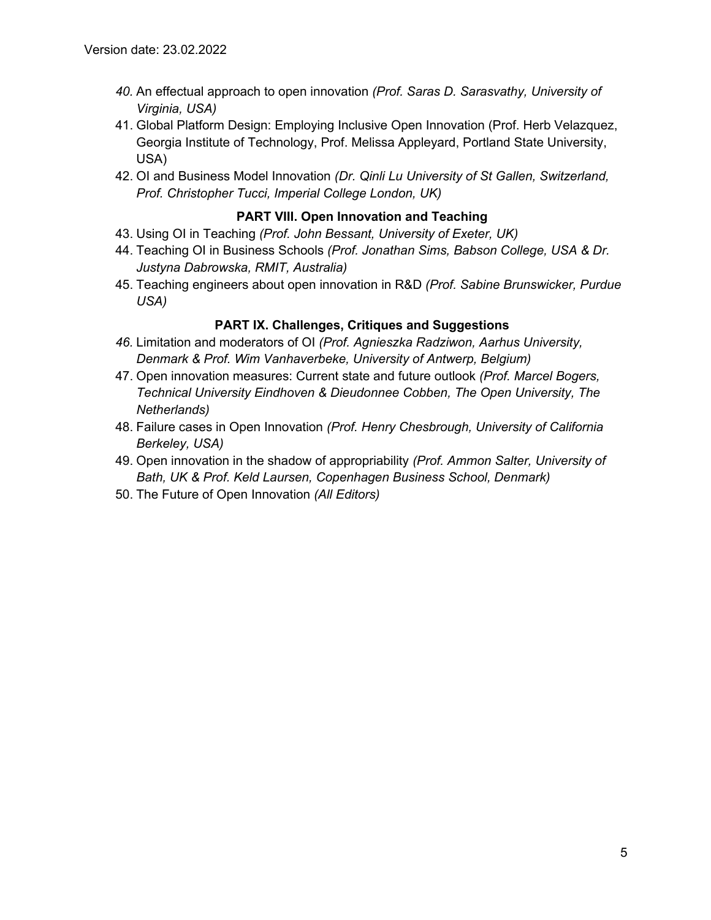Version date: 23.02.2022

40. An effectual approach to open innovation *(Prof. Saras D. Sarasvathy, University of Virginia, USA)*
41. Global Platform Design: Employing Inclusive Open Innovation (Prof. Herb Velazquez, Georgia Institute of Technology, Prof. Melissa Appleyard, Portland State University, USA)
42. OI and Business Model Innovation *(Dr. Qinli Lu University of St Gallen, Switzerland, Prof. Christopher Tucci, Imperial College London, UK)*

**PART VIII. Open Innovation and Teaching**

43. Using OI in Teaching *(Prof. John Bessant, University of Exeter, UK)*
44. Teaching OI in Business Schools *(Prof. Jonathan Sims, Babson College, USA & Dr. Justyna Dabrowska, RMIT, Australia)*
45. Teaching engineers about open innovation in R&D *(Prof. Sabine Brunswicker, Purdue USA)*

**PART IX. Challenges, Critiques and Suggestions**

46. Limitation and moderators of OI *(Prof. Agnieszka Radziwon, Aarhus University, Denmark & Prof. Wim Vanhaverbeke, University of Antwerp, Belgium)*
47. Open innovation measures: Current state and future outlook *(Prof. Marcel Bogers, Technical University Eindhoven & Dieudonnee Cobben, The Open University, The Netherlands)*
48. Failure cases in Open Innovation *(Prof. Henry Chesbrough, University of California Berkeley, USA)*
49. Open innovation in the shadow of appropriability *(Prof. Ammon Salter, University of Bath, UK & Prof. Keld Laursen, Copenhagen Business School, Denmark)*
50. The Future of Open Innovation *(All Editors)*